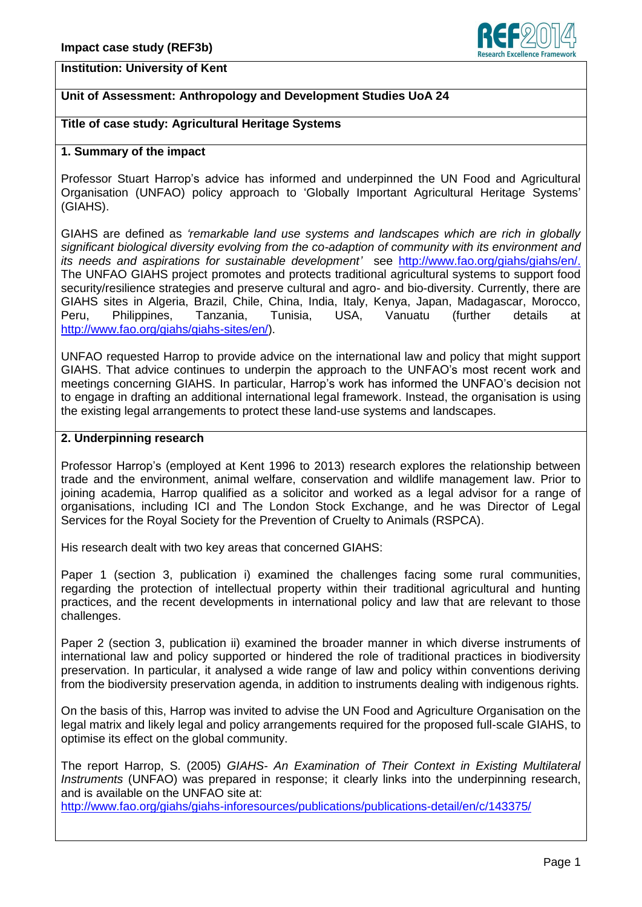**Impact case study (REF3b)**

**Institution: University of Kent**

**Unit of Assessment: Anthropology and Development Studies UoA 24**

**Title of case study: Agricultural Heritage Systems**

## 1. Summary of the impact

Professor Stuart Harrop's advice has informed and underpinned the UN Food and Agricultural Organisation (UNFAO) policy approach to 'Globally Important Agricultural Heritage Systems' (GIAHS).

GIAHS are defined as *'remarkable land use systems and landscapes which are rich in globally significant biological diversity evolving from the co-adaption of community with its environment and its needs and aspirations for sustainable development'* see http://www.fao.org/giahs/giahs/en/. The UNFAO GIAHS project promotes and protects traditional agricultural systems to support food security/resilience strategies and preserve cultural and agro- and bio-diversity. Currently, there are GIAHS sites in Algeria, Brazil, Chile, China, India, Italy, Kenya, Japan, Madagascar, Morocco, Peru, Philippines, Tanzania, Tunisia, USA, Vanuatu (further details at http://www.fao.org/giahs/giahs-sites/en/).

UNFAO requested Harrop to provide advice on the international law and policy that might support GIAHS. That advice continues to underpin the approach to the UNFAO's most recent work and meetings concerning GIAHS. In particular, Harrop's work has informed the UNFAO's decision not to engage in drafting an additional international legal framework. Instead, the organisation is using the existing legal arrangements to protect these land-use systems and landscapes.

## 2. Underpinning research

Professor Harrop's (employed at Kent 1996 to 2013) research explores the relationship between trade and the environment, animal welfare, conservation and wildlife management law. Prior to joining academia, Harrop qualified as a solicitor and worked as a legal advisor for a range of organisations, including ICI and The London Stock Exchange, and he was Director of Legal Services for the Royal Society for the Prevention of Cruelty to Animals (RSPCA).

His research dealt with two key areas that concerned GIAHS:

Paper 1 (section 3, publication i) examined the challenges facing some rural communities, regarding the protection of intellectual property within their traditional agricultural and hunting practices, and the recent developments in international policy and law that are relevant to those challenges.

Paper 2 (section 3, publication ii) examined the broader manner in which diverse instruments of international law and policy supported or hindered the role of traditional practices in biodiversity preservation. In particular, it analysed a wide range of law and policy within conventions deriving from the biodiversity preservation agenda, in addition to instruments dealing with indigenous rights.

On the basis of this, Harrop was invited to advise the UN Food and Agriculture Organisation on the legal matrix and likely legal and policy arrangements required for the proposed full-scale GIAHS, to optimise its effect on the global community.

The report Harrop, S. (2005) *GIAHS- An Examination of Their Context in Existing Multilateral Instruments* (UNFAO) was prepared in response; it clearly links into the underpinning research, and is available on the UNFAO site at:
http://www.fao.org/giahs/giahs-inforesources/publications/publications-detail/en/c/143375/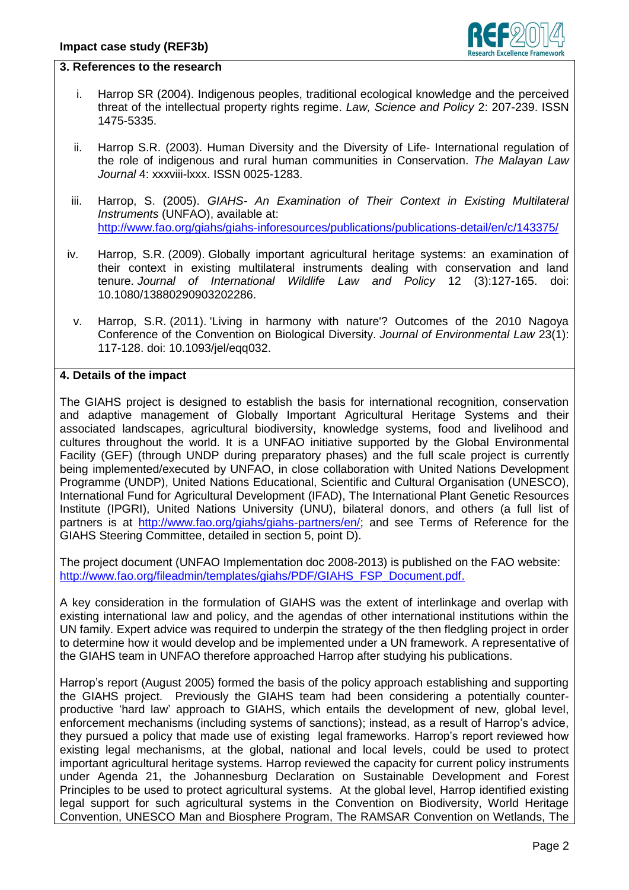## 3. References to the research

i. Harrop SR (2004). Indigenous peoples, traditional ecological knowledge and the perceived threat of the intellectual property rights regime. *Law, Science and Policy* 2: 207-239. ISSN 1475-5335.

ii. Harrop S.R. (2003). Human Diversity and the Diversity of Life- International regulation of the role of indigenous and rural human communities in Conservation. *The Malayan Law Journal* 4: xxxviii-lxxx. ISSN 0025-1283.

iii. Harrop, S. (2005). *GIAHS- An Examination of Their Context in Existing Multilateral Instruments* (UNFAO), available at: http://www.fao.org/giahs/giahs-inforesources/publications/publications-detail/en/c/143375/

iv. Harrop, S.R. (2009). Globally important agricultural heritage systems: an examination of their context in existing multilateral instruments dealing with conservation and land tenure. *Journal of International Wildlife Law and Policy* 12 (3):127-165. doi: 10.1080/13880290903202286.

v. Harrop, S.R. (2011). 'Living in harmony with nature'? Outcomes of the 2010 Nagoya Conference of the Convention on Biological Diversity. *Journal of Environmental Law* 23(1): 117-128. doi: 10.1093/jel/eqq032.

## 4. Details of the impact

The GIAHS project is designed to establish the basis for international recognition, conservation and adaptive management of Globally Important Agricultural Heritage Systems and their associated landscapes, agricultural biodiversity, knowledge systems, food and livelihood and cultures throughout the world. It is a UNFAO initiative supported by the Global Environmental Facility (GEF) (through UNDP during preparatory phases) and the full scale project is currently being implemented/executed by UNFAO, in close collaboration with United Nations Development Programme (UNDP), United Nations Educational, Scientific and Cultural Organisation (UNESCO), International Fund for Agricultural Development (IFAD), The International Plant Genetic Resources Institute (IPGRI), United Nations University (UNU), bilateral donors, and others (a full list of partners is at http://www.fao.org/giahs/giahs-partners/en/; and see Terms of Reference for the GIAHS Steering Committee, detailed in section 5, point D).

The project document (UNFAO Implementation doc 2008-2013) is published on the FAO website: http://www.fao.org/fileadmin/templates/giahs/PDF/GIAHS_FSP_Document.pdf.

A key consideration in the formulation of GIAHS was the extent of interlinkage and overlap with existing international law and policy, and the agendas of other international institutions within the UN family. Expert advice was required to underpin the strategy of the then fledgling project in order to determine how it would develop and be implemented under a UN framework. A representative of the GIAHS team in UNFAO therefore approached Harrop after studying his publications.

Harrop's report (August 2005) formed the basis of the policy approach establishing and supporting the GIAHS project. Previously the GIAHS team had been considering a potentially counter-productive 'hard law' approach to GIAHS, which entails the development of new, global level, enforcement mechanisms (including systems of sanctions); instead, as a result of Harrop's advice, they pursued a policy that made use of existing legal frameworks. Harrop's report reviewed how existing legal mechanisms, at the global, national and local levels, could be used to protect important agricultural heritage systems. Harrop reviewed the capacity for current policy instruments under Agenda 21, the Johannesburg Declaration on Sustainable Development and Forest Principles to be used to protect agricultural systems. At the global level, Harrop identified existing legal support for such agricultural systems in the Convention on Biodiversity, World Heritage Convention, UNESCO Man and Biosphere Program, The RAMSAR Convention on Wetlands, The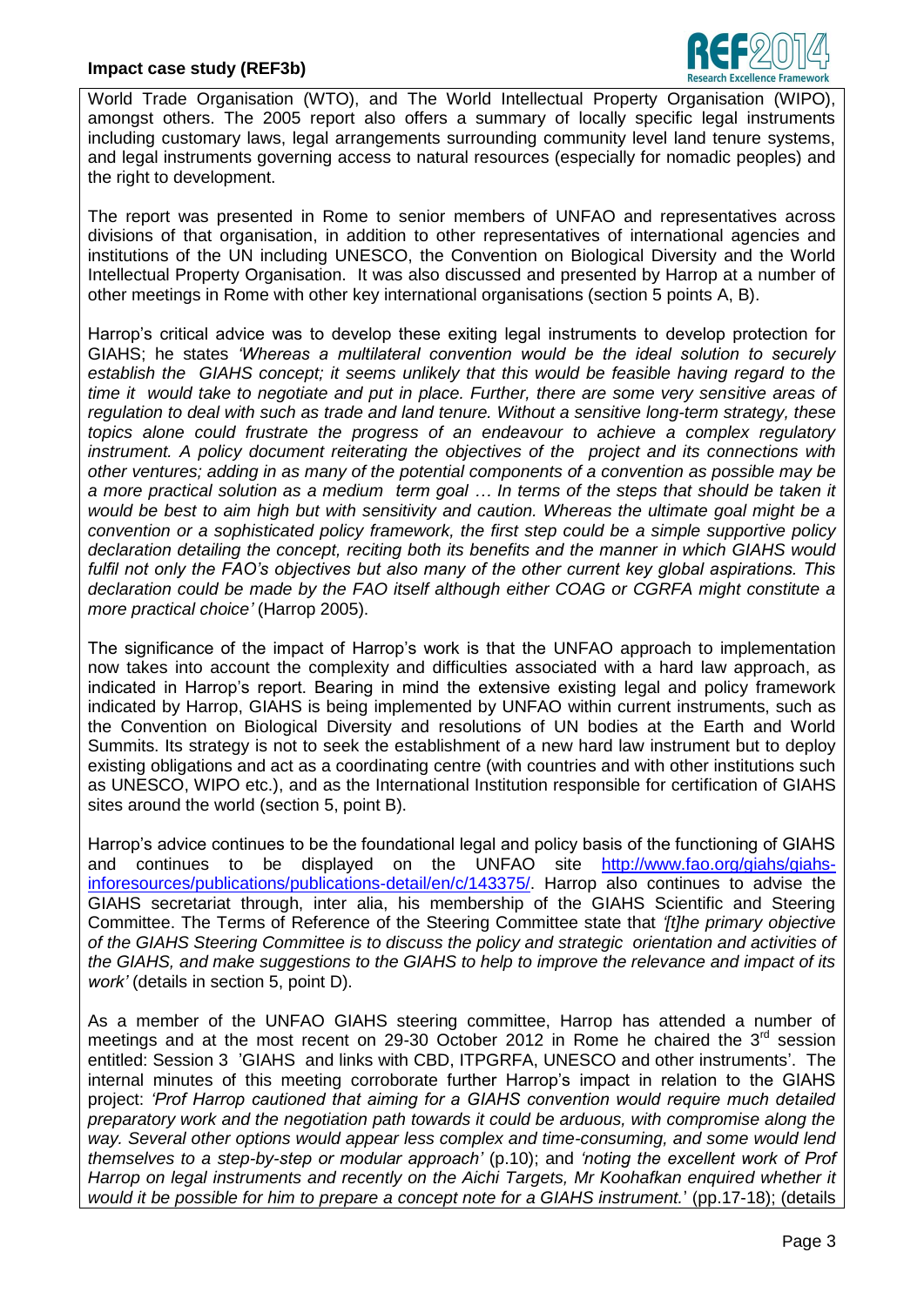World Trade Organisation (WTO), and The World Intellectual Property Organisation (WIPO), amongst others. The 2005 report also offers a summary of locally specific legal instruments including customary laws, legal arrangements surrounding community level land tenure systems, and legal instruments governing access to natural resources (especially for nomadic peoples) and the right to development.

The report was presented in Rome to senior members of UNFAO and representatives across divisions of that organisation, in addition to other representatives of international agencies and institutions of the UN including UNESCO, the Convention on Biological Diversity and the World Intellectual Property Organisation. It was also discussed and presented by Harrop at a number of other meetings in Rome with other key international organisations (section 5 points A, B).

Harrop's critical advice was to develop these exiting legal instruments to develop protection for GIAHS; he states *'Whereas a multilateral convention would be the ideal solution to securely establish the GIAHS concept; it seems unlikely that this would be feasible having regard to the time it would take to negotiate and put in place. Further, there are some very sensitive areas of regulation to deal with such as trade and land tenure. Without a sensitive long-term strategy, these topics alone could frustrate the progress of an endeavour to achieve a complex regulatory instrument. A policy document reiterating the objectives of the project and its connections with other ventures; adding in as many of the potential components of a convention as possible may be a more practical solution as a medium term goal … In terms of the steps that should be taken it would be best to aim high but with sensitivity and caution. Whereas the ultimate goal might be a convention or a sophisticated policy framework, the first step could be a simple supportive policy declaration detailing the concept, reciting both its benefits and the manner in which GIAHS would fulfil not only the FAO's objectives but also many of the other current key global aspirations. This declaration could be made by the FAO itself although either COAG or CGRFA might constitute a more practical choice'* (Harrop 2005).

The significance of the impact of Harrop's work is that the UNFAO approach to implementation now takes into account the complexity and difficulties associated with a hard law approach, as indicated in Harrop's report. Bearing in mind the extensive existing legal and policy framework indicated by Harrop, GIAHS is being implemented by UNFAO within current instruments, such as the Convention on Biological Diversity and resolutions of UN bodies at the Earth and World Summits. Its strategy is not to seek the establishment of a new hard law instrument but to deploy existing obligations and act as a coordinating centre (with countries and with other institutions such as UNESCO, WIPO etc.), and as the International Institution responsible for certification of GIAHS sites around the world (section 5, point B).

Harrop's advice continues to be the foundational legal and policy basis of the functioning of GIAHS and continues to be displayed on the UNFAO site http://www.fao.org/giahs/giahs-inforesources/publications/publications-detail/en/c/143375/. Harrop also continues to advise the GIAHS secretariat through, inter alia, his membership of the GIAHS Scientific and Steering Committee. The Terms of Reference of the Steering Committee state that *'[t]he primary objective of the GIAHS Steering Committee is to discuss the policy and strategic orientation and activities of the GIAHS, and make suggestions to the GIAHS to help to improve the relevance and impact of its work'* (details in section 5, point D).

As a member of the UNFAO GIAHS steering committee, Harrop has attended a number of meetings and at the most recent on 29-30 October 2012 in Rome he chaired the 3rd session entitled: Session 3 'GIAHS and links with CBD, ITPGRFA, UNESCO and other instruments'. The internal minutes of this meeting corroborate further Harrop's impact in relation to the GIAHS project: *'Prof Harrop cautioned that aiming for a GIAHS convention would require much detailed preparatory work and the negotiation path towards it could be arduous, with compromise along the way. Several other options would appear less complex and time-consuming, and some would lend themselves to a step-by-step or modular approach'* (p.10); and *'noting the excellent work of Prof Harrop on legal instruments and recently on the Aichi Targets, Mr Koohafkan enquired whether it would it be possible for him to prepare a concept note for a GIAHS instrument.'* (pp.17-18); (details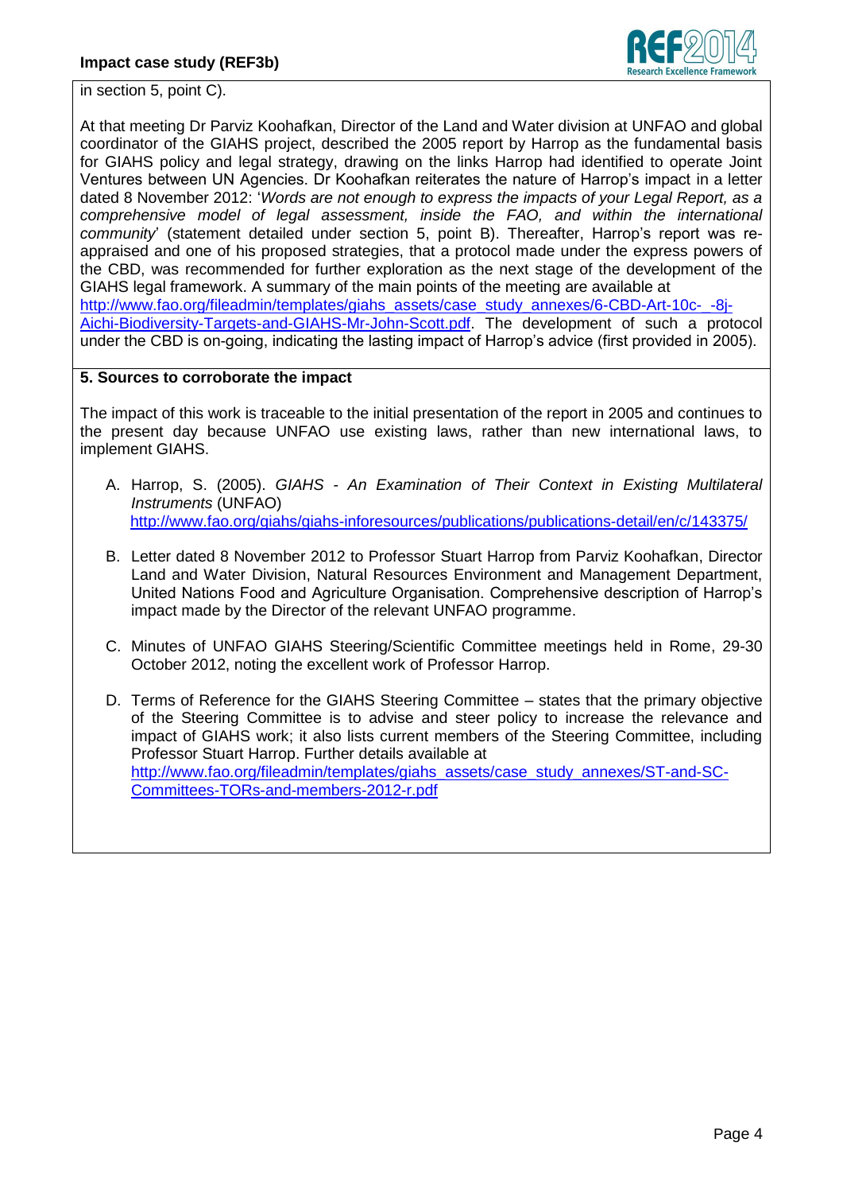in section 5, point C).

At that meeting Dr Parviz Koohafkan, Director of the Land and Water division at UNFAO and global coordinator of the GIAHS project, described the 2005 report by Harrop as the fundamental basis for GIAHS policy and legal strategy, drawing on the links Harrop had identified to operate Joint Ventures between UN Agencies. Dr Koohafkan reiterates the nature of Harrop's impact in a letter dated 8 November 2012: '*Words are not enough to express the impacts of your Legal Report, as a comprehensive model of legal assessment, inside the FAO, and within the international community*' (statement detailed under section 5, point B). Thereafter, Harrop's report was re-appraised and one of his proposed strategies, that a protocol made under the express powers of the CBD, was recommended for further exploration as the next stage of the development of the GIAHS legal framework. A summary of the main points of the meeting are available at http://www.fao.org/fileadmin/templates/giahs_assets/case_study_annexes/6-CBD-Art-10c-_-8j-Aichi-Biodiversity-Targets-and-GIAHS-Mr-John-Scott.pdf. The development of such a protocol under the CBD is on-going, indicating the lasting impact of Harrop's advice (first provided in 2005).

## 5. Sources to corroborate the impact

The impact of this work is traceable to the initial presentation of the report in 2005 and continues to the present day because UNFAO use existing laws, rather than new international laws, to implement GIAHS.

A. Harrop, S. (2005). *GIAHS - An Examination of Their Context in Existing Multilateral Instruments* (UNFAO) http://www.fao.org/giahs/giahs-inforesources/publications/publications-detail/en/c/143375/

B. Letter dated 8 November 2012 to Professor Stuart Harrop from Parviz Koohafkan, Director Land and Water Division, Natural Resources Environment and Management Department, United Nations Food and Agriculture Organisation. Comprehensive description of Harrop's impact made by the Director of the relevant UNFAO programme.

C. Minutes of UNFAO GIAHS Steering/Scientific Committee meetings held in Rome, 29-30 October 2012, noting the excellent work of Professor Harrop.

D. Terms of Reference for the GIAHS Steering Committee – states that the primary objective of the Steering Committee is to advise and steer policy to increase the relevance and impact of GIAHS work; it also lists current members of the Steering Committee, including Professor Stuart Harrop. Further details available at http://www.fao.org/fileadmin/templates/giahs_assets/case_study_annexes/ST-and-SC-Committees-TORs-and-members-2012-r.pdf